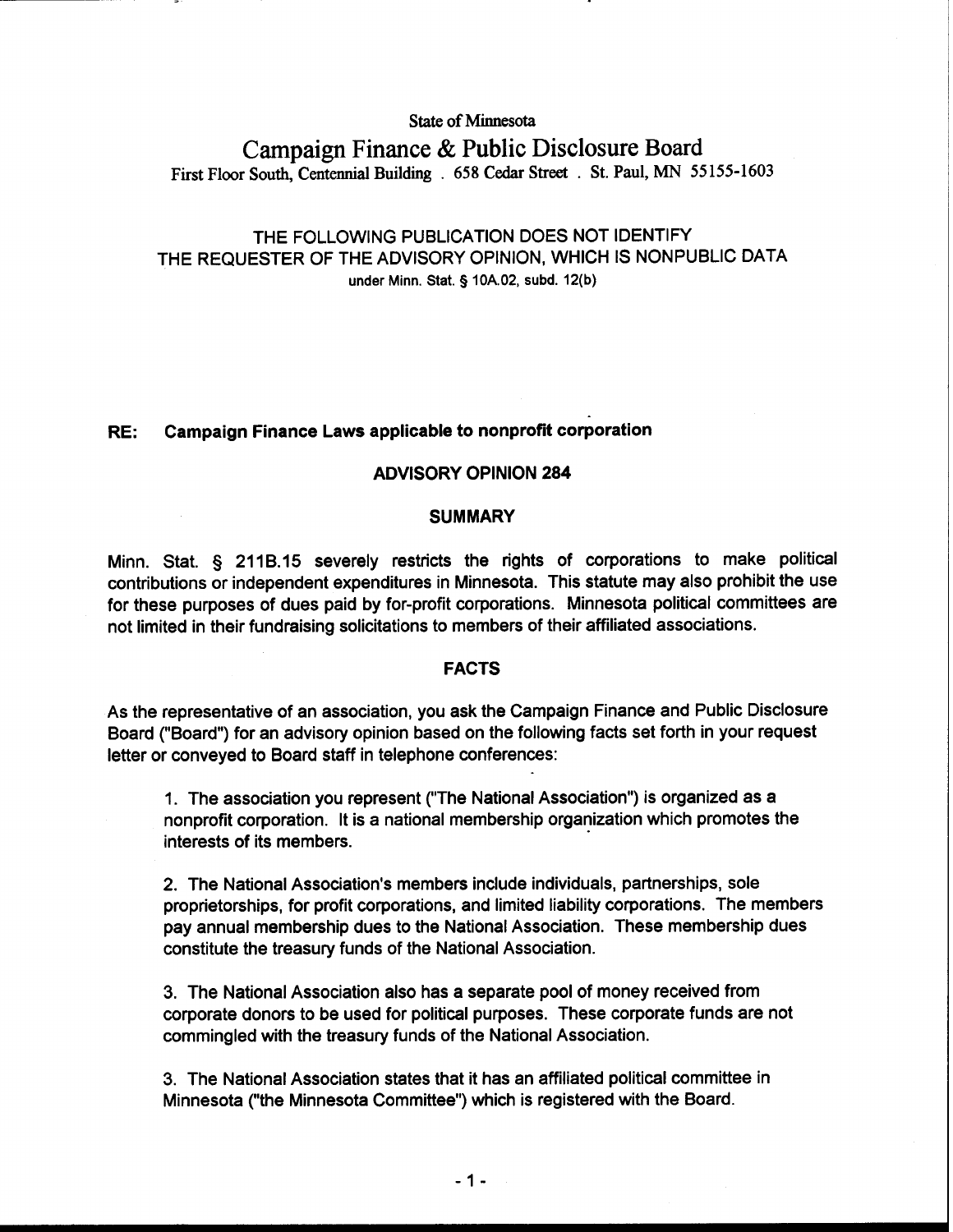State of Minnesota

# Campaign Finance & Public Disclosure Board

First Floor South, Centennial Building . 658 Cedar Street . St. Paul, MN 55155-1603

THE FOLLOWING PUBLICATION DOES NOT IDENTIFY THE REQUESTER OF THE ADVISORY OPINION, WHICH IS NONPUBLIC DATA under Minn. Stat. § 10A.02, subd. 12(b)

## RE: Campaign Finance Laws applicable to nonprofit corporation

## ADVISORY OPINION 284

### SUMMARY

Minn. Stat. § 211B.15 severely restricts the rights of corporations to make political contributions or independent expenditures in Minnesota. This statute may also prohibit the use for these purposes of dues paid by for-profit corporations. Minnesota political committees are not limited in their fundraising solicitations to members of their affiliated associations.

### FACTS

As the representative of an association, you ask the Campaign Finance and Public Disclosure Board ("Board") for an advisory opinion based on the following facts set forth in your request letter or conveyed to Board staff in telephone conferences:

1. The association you represent ("The National Association") is organized as a nonprofit corporation. It is a national membership organization which promotes the interests of its members.

2. The National Association's members include individuals, partnerships, sole proprietorships, for profit corporations, and limited liability corporations. The members pay annual membership dues to the National Association. These membership dues constitute the treasury funds of the National Association.

3. The National Association also has a separate pool of money received from corporate donors to be used for political purposes. These corporate funds are not commingled with the treasury funds of the National Association.

3. The National Association states that it has an affiliated political committee in Minnesota ("the Minnesota Committee") which is registered with the Board.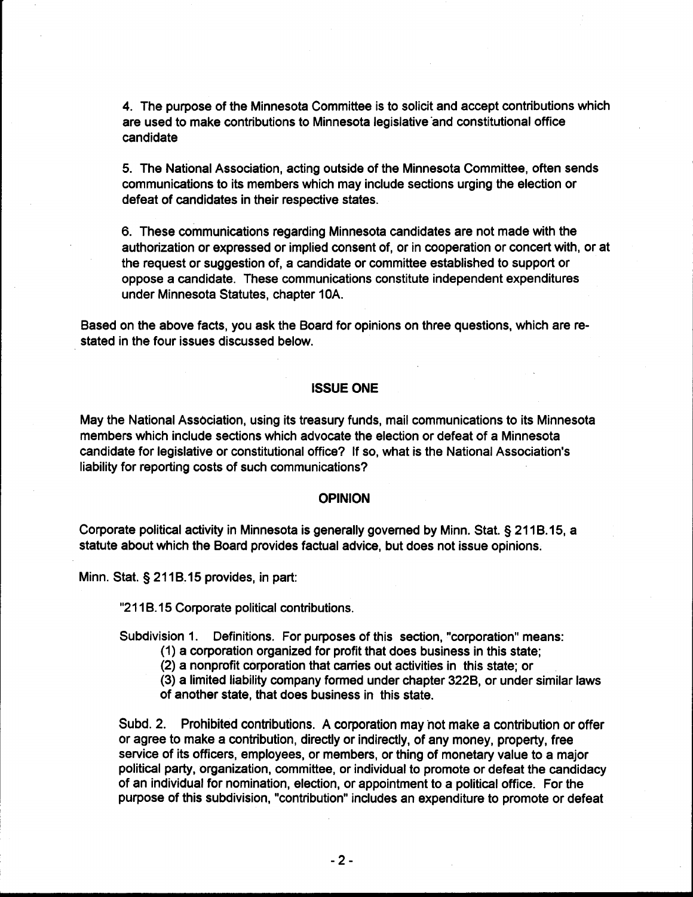4. The purpose of the Minnesota Committee is to solicit and accept contributions which are used to make contributions to Minnesota legislative and constitutional office candidate

5. The National Association, acting outside of the Minnesota Committee, often sends communications to its members which may include sections urging the election or defeat of candidates in their respective states.

6. These communications regarding Minnesota candidates are not made with the authorization or expressed or implied consent of, or in cooperation or concert with, or at the request or suggestion of, a candidate or committee established to support or oppose a candidate. These communications constitute independent expenditures under Minnesota Statutes, chapter 10A.

Based on the above facts, you ask the Board for opinions on three questions, which are re-stated in the four issues discussed below.

## ISSUE ONE

May the National Association, using its treasury funds, mail communications to its Minnesota members which include sections which advocate the election or defeat of a Minnesota candidate for legislative or constitutional office? If so, what is the National Association's liability for reporting costs of such communications?

## OPINION

Corporate political activity in Minnesota is generally governed by Minn. Stat. § 211B.15, a statute about which the Board provides factual advice, but does not issue opinions.

Minn. Stat. § 211B.15 provides, in part:

> "211B.15 Corporate political contributions.
>
> Subdivision 1. Definitions. For purposes of this section, "corporation" means:
>
> (1) a corporation organized for profit that does business in this state;
>
> (2) a nonprofit corporation that carries out activities in this state; or
>
> (3) a limited liability company formed under chapter 322B, or under similar laws of another state, that does business in this state.
>
> Subd. 2. Prohibited contributions. A corporation may not make a contribution or offer or agree to make a contribution, directly or indirectly, of any money, property, free service of its officers, employees, or members, or thing of monetary value to a major political party, organization, committee, or individual to promote or defeat the candidacy of an individual for nomination, election, or appointment to a political office. For the purpose of this subdivision, "contribution" includes an expenditure to promote or defeat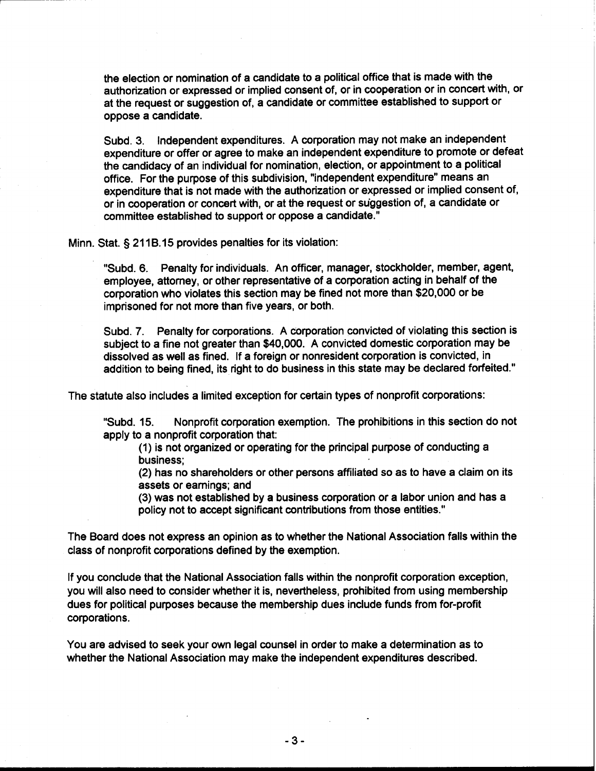the election or nomination of a candidate to a political office that is made with the authorization or expressed or implied consent of, or in cooperation or in concert with, or at the request or suggestion of, a candidate or committee established to support or oppose a candidate.

> Subd. 3. Independent expenditures. A corporation may not make an independent expenditure or offer or agree to make an independent expenditure to promote or defeat the candidacy of an individual for nomination, election, or appointment to a political office. For the purpose of this subdivision, "independent expenditure" means an expenditure that is not made with the authorization or expressed or implied consent of, or in cooperation or concert with, or at the request or suggestion of, a candidate or committee established to support or oppose a candidate."

Minn. Stat. § 211B.15 provides penalties for its violation:

> "Subd. 6. Penalty for individuals. An officer, manager, stockholder, member, agent, employee, attorney, or other representative of a corporation acting in behalf of the corporation who violates this section may be fined not more than $20,000 or be imprisoned for not more than five years, or both.
>
> Subd. 7. Penalty for corporations. A corporation convicted of violating this section is subject to a fine not greater than $40,000. A convicted domestic corporation may be dissolved as well as fined. If a foreign or nonresident corporation is convicted, in addition to being fined, its right to do business in this state may be declared forfeited."

The statute also includes a limited exception for certain types of nonprofit corporations:

> "Subd. 15. Nonprofit corporation exemption. The prohibitions in this section do not apply to a nonprofit corporation that:
>
> (1) is not organized or operating for the principal purpose of conducting a business;
>
> (2) has no shareholders or other persons affiliated so as to have a claim on its assets or earnings; and
>
> (3) was not established by a business corporation or a labor union and has a policy not to accept significant contributions from those entities."

The Board does not express an opinion as to whether the National Association falls within the class of nonprofit corporations defined by the exemption.

If you conclude that the National Association falls within the nonprofit corporation exception, you will also need to consider whether it is, nevertheless, prohibited from using membership dues for political purposes because the membership dues include funds from for-profit corporations.

You are advised to seek your own legal counsel in order to make a determination as to whether the National Association may make the independent expenditures described.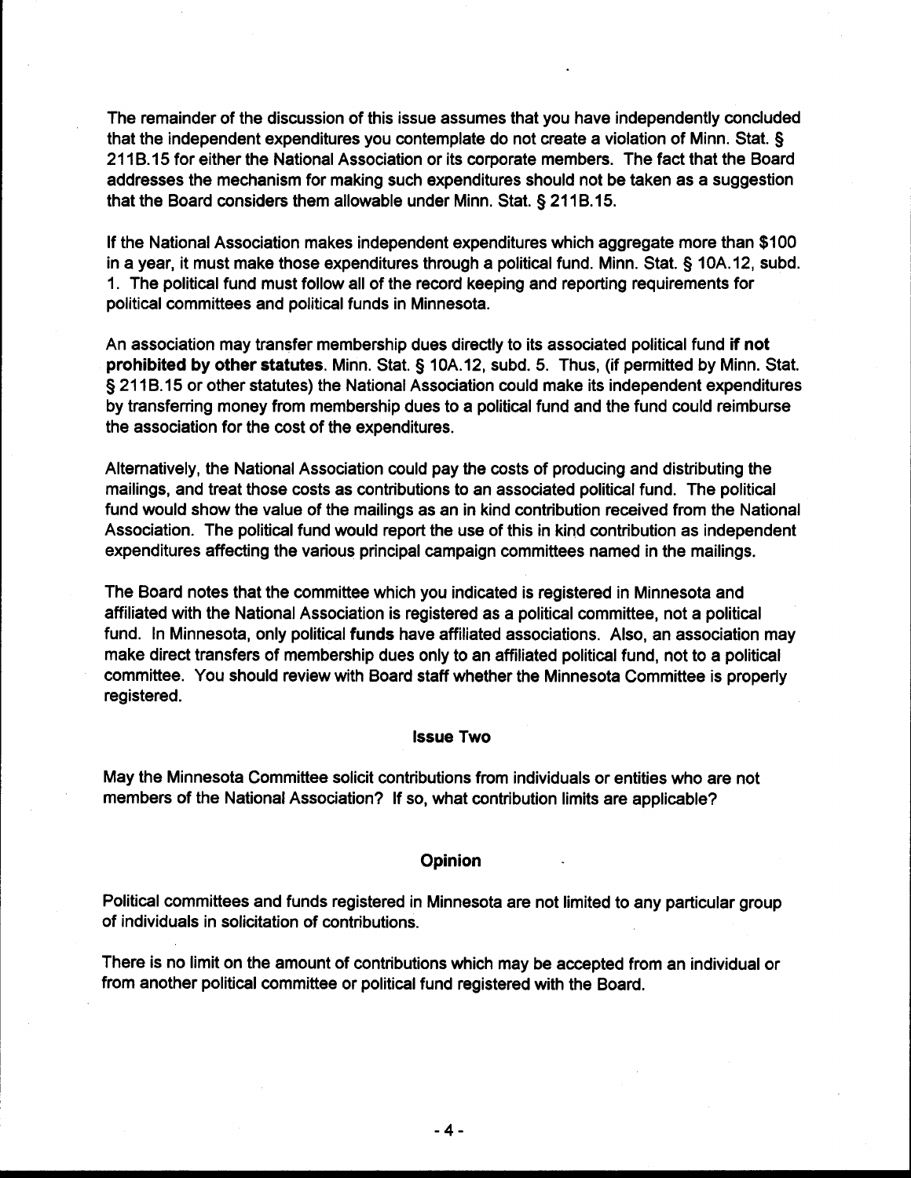The remainder of the discussion of this issue assumes that you have independently concluded that the independent expenditures you contemplate do not create a violation of Minn. Stat. § 211B.15 for either the National Association or its corporate members. The fact that the Board addresses the mechanism for making such expenditures should not be taken as a suggestion that the Board considers them allowable under Minn. Stat. § 211B.15.

If the National Association makes independent expenditures which aggregate more than $100 in a year, it must make those expenditures through a political fund. Minn. Stat. § 10A.12, subd. 1. The political fund must follow all of the record keeping and reporting requirements for political committees and political funds in Minnesota.

An association may transfer membership dues directly to its associated political fund **if not prohibited by other statutes**. Minn. Stat. § 10A.12, subd. 5. Thus, (if permitted by Minn. Stat. § 211B.15 or other statutes) the National Association could make its independent expenditures by transferring money from membership dues to a political fund and the fund could reimburse the association for the cost of the expenditures.

Alternatively, the National Association could pay the costs of producing and distributing the mailings, and treat those costs as contributions to an associated political fund. The political fund would show the value of the mailings as an in kind contribution received from the National Association. The political fund would report the use of this in kind contribution as independent expenditures affecting the various principal campaign committees named in the mailings.

The Board notes that the committee which you indicated is registered in Minnesota and affiliated with the National Association is registered as a political committee, not a political fund. In Minnesota, only political **funds** have affiliated associations. Also, an association may make direct transfers of membership dues only to an affiliated political fund, not to a political committee. You should review with Board staff whether the Minnesota Committee is properly registered.

## Issue Two

May the Minnesota Committee solicit contributions from individuals or entities who are not members of the National Association? If so, what contribution limits are applicable?

## Opinion

Political committees and funds registered in Minnesota are not limited to any particular group of individuals in solicitation of contributions.

There is no limit on the amount of contributions which may be accepted from an individual or from another political committee or political fund registered with the Board.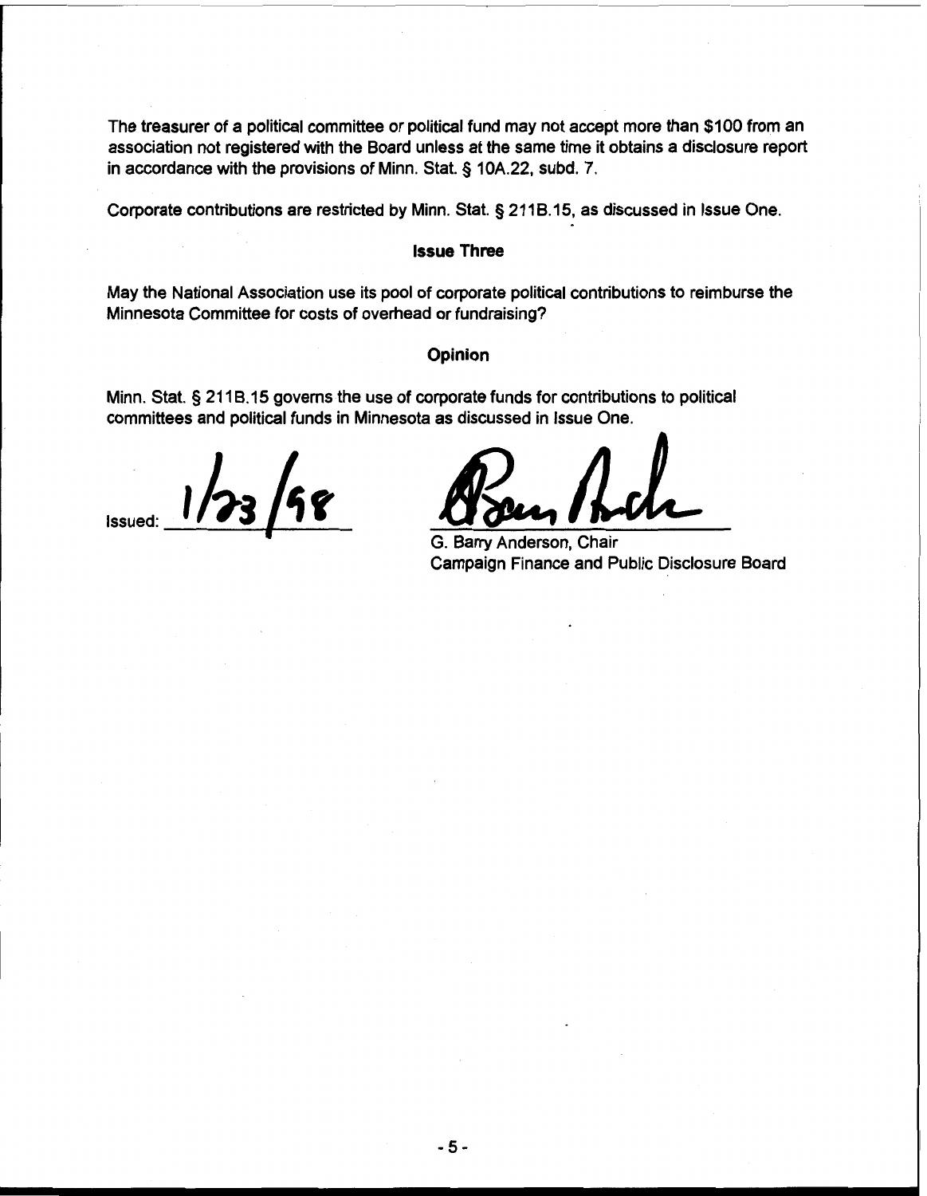The treasurer of a political committee or political fund may not accept more than $100 from an association not registered with the Board unless at the same time it obtains a disclosure report in accordance with the provisions of Minn. Stat. § 10A.22, subd. 7.

Corporate contributions are restricted by Minn. Stat. § 211B.15, as discussed in Issue One.

**Issue Three**

May the National Association use its pool of corporate political contributions to reimburse the Minnesota Committee for costs of overhead or fundraising?

**Opinion**

Minn. Stat. § 211B.15 governs the use of corporate funds for contributions to political committees and political funds in Minnesota as discussed in Issue One.

Issued: 1/23/98

G. Barry Anderson, Chair
Campaign Finance and Public Disclosure Board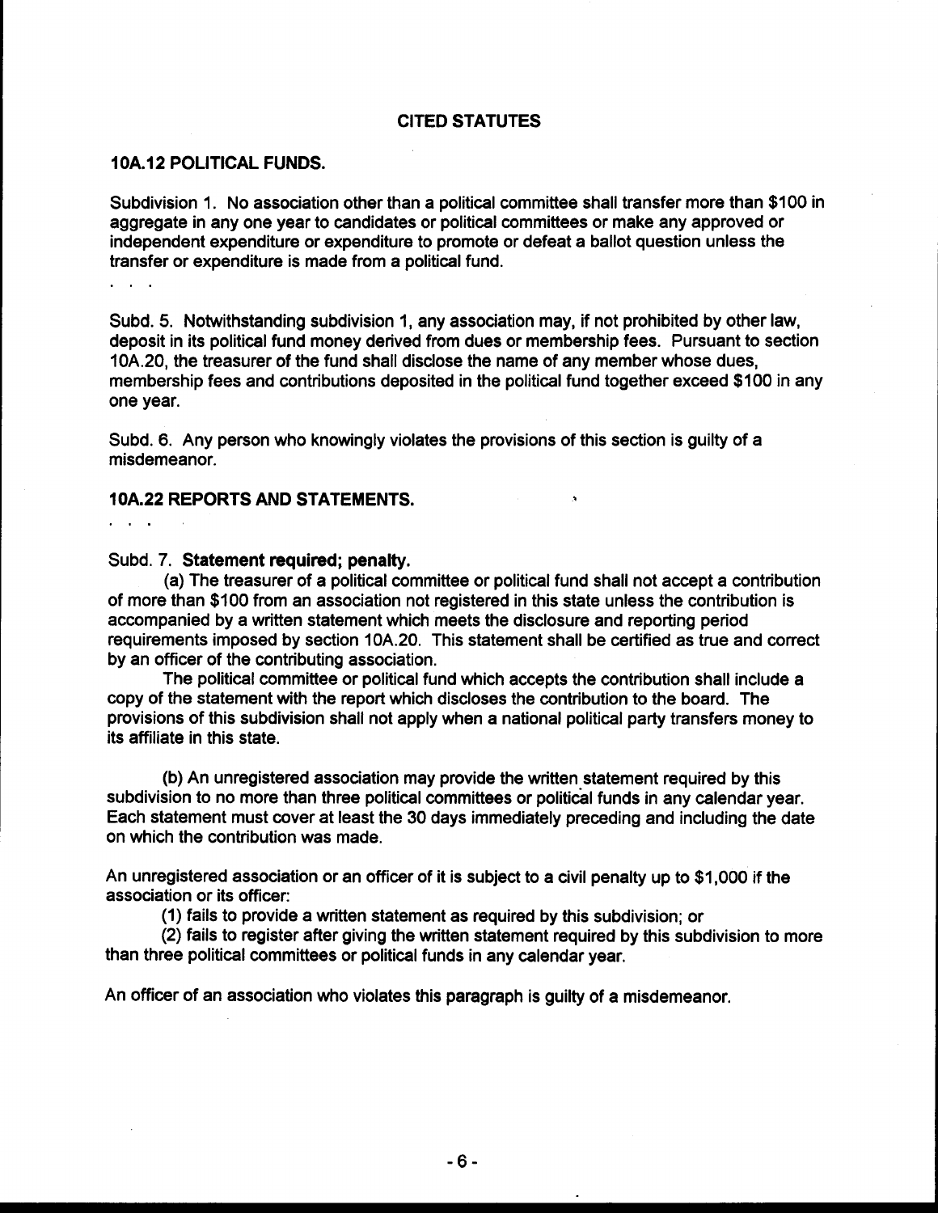# CITED STATUTES

## 10A.12 POLITICAL FUNDS.

Subdivision 1. No association other than a political committee shall transfer more than $100 in aggregate in any one year to candidates or political committees or make any approved or independent expenditure or expenditure to promote or defeat a ballot question unless the transfer or expenditure is made from a political fund.

. . .

Subd. 5. Notwithstanding subdivision 1, any association may, if not prohibited by other law, deposit in its political fund money derived from dues or membership fees. Pursuant to section 10A.20, the treasurer of the fund shall disclose the name of any member whose dues, membership fees and contributions deposited in the political fund together exceed $100 in any one year.

Subd. 6. Any person who knowingly violates the provisions of this section is guilty of a misdemeanor.

## 10A.22 REPORTS AND STATEMENTS.

. . .

Subd. 7. **Statement required; penalty.**

(a) The treasurer of a political committee or political fund shall not accept a contribution of more than $100 from an association not registered in this state unless the contribution is accompanied by a written statement which meets the disclosure and reporting period requirements imposed by section 10A.20. This statement shall be certified as true and correct by an officer of the contributing association.

The political committee or political fund which accepts the contribution shall include a copy of the statement with the report which discloses the contribution to the board. The provisions of this subdivision shall not apply when a national political party transfers money to its affiliate in this state.

(b) An unregistered association may provide the written statement required by this subdivision to no more than three political committees or political funds in any calendar year. Each statement must cover at least the 30 days immediately preceding and including the date on which the contribution was made.

An unregistered association or an officer of it is subject to a civil penalty up to $1,000 if the association or its officer:

(1) fails to provide a written statement as required by this subdivision; or

(2) fails to register after giving the written statement required by this subdivision to more than three political committees or political funds in any calendar year.

An officer of an association who violates this paragraph is guilty of a misdemeanor.